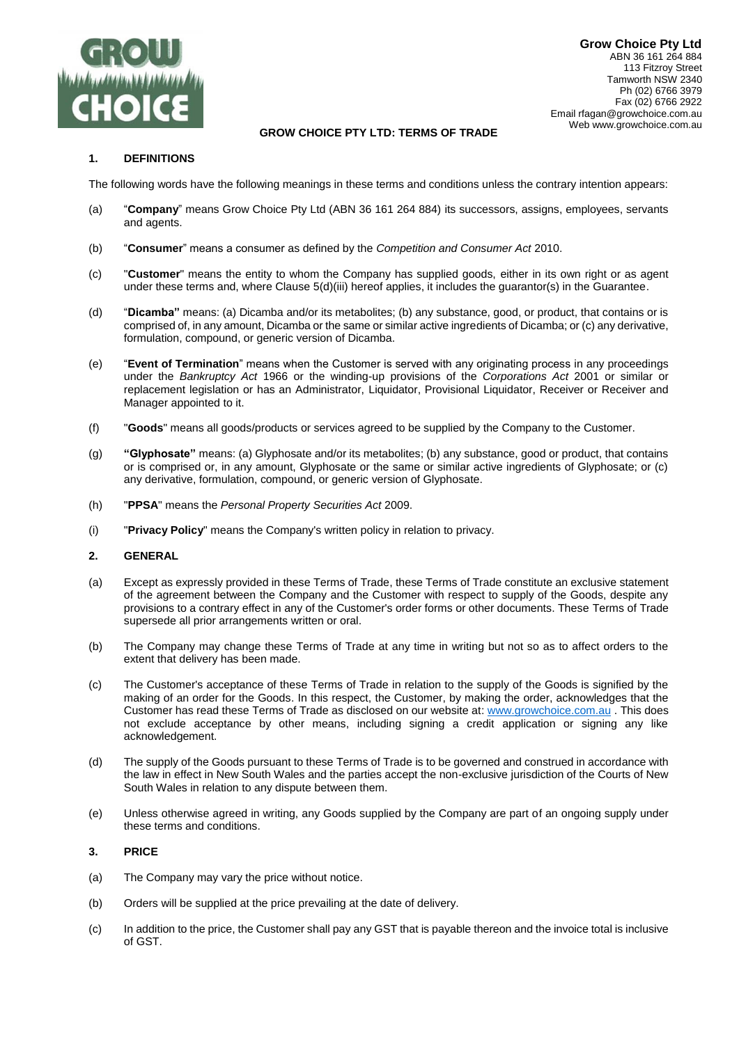**Grow Choice Pty Ltd**
ABN 36 161 264 884
113 Fitzroy Street
Tamworth NSW 2340
Ph (02) 6766 3979
Fax (02) 6766 2922
Email rfagan@growchoice.com.au
Web www.growchoice.com.au

# GROW CHOICE PTY LTD: TERMS OF TRADE

## 1. DEFINITIONS

The following words have the following meanings in these terms and conditions unless the contrary intention appears:

(a) "**Company**" means Grow Choice Pty Ltd (ABN 36 161 264 884) its successors, assigns, employees, servants and agents.

(b) "**Consumer**" means a consumer as defined by the *Competition and Consumer Act* 2010.

(c) "**Customer**" means the entity to whom the Company has supplied goods, either in its own right or as agent under these terms and, where Clause 5(d)(iii) hereof applies, it includes the guarantor(s) in the Guarantee.

(d) "**Dicamba"** means: (a) Dicamba and/or its metabolites; (b) any substance, good, or product, that contains or is comprised of, in any amount, Dicamba or the same or similar active ingredients of Dicamba; or (c) any derivative, formulation, compound, or generic version of Dicamba.

(e) "**Event of Termination**" means when the Customer is served with any originating process in any proceedings under the *Bankruptcy Act* 1966 or the winding-up provisions of the *Corporations Act* 2001 or similar or replacement legislation or has an Administrator, Liquidator, Provisional Liquidator, Receiver or Receiver and Manager appointed to it.

(f) "**Goods**" means all goods/products or services agreed to be supplied by the Company to the Customer.

(g) **"Glyphosate"** means: (a) Glyphosate and/or its metabolites; (b) any substance, good or product, that contains or is comprised or, in any amount, Glyphosate or the same or similar active ingredients of Glyphosate; or (c) any derivative, formulation, compound, or generic version of Glyphosate.

(h) "**PPSA**" means the *Personal Property Securities Act* 2009.

(i) "**Privacy Policy**" means the Company's written policy in relation to privacy.

## 2. GENERAL

(a) Except as expressly provided in these Terms of Trade, these Terms of Trade constitute an exclusive statement of the agreement between the Company and the Customer with respect to supply of the Goods, despite any provisions to a contrary effect in any of the Customer's order forms or other documents. These Terms of Trade supersede all prior arrangements written or oral.

(b) The Company may change these Terms of Trade at any time in writing but not so as to affect orders to the extent that delivery has been made.

(c) The Customer's acceptance of these Terms of Trade in relation to the supply of the Goods is signified by the making of an order for the Goods. In this respect, the Customer, by making the order, acknowledges that the Customer has read these Terms of Trade as disclosed on our website at: www.growchoice.com.au . This does not exclude acceptance by other means, including signing a credit application or signing any like acknowledgement.

(d) The supply of the Goods pursuant to these Terms of Trade is to be governed and construed in accordance with the law in effect in New South Wales and the parties accept the non-exclusive jurisdiction of the Courts of New South Wales in relation to any dispute between them.

(e) Unless otherwise agreed in writing, any Goods supplied by the Company are part of an ongoing supply under these terms and conditions.

## 3. PRICE

(a) The Company may vary the price without notice.

(b) Orders will be supplied at the price prevailing at the date of delivery.

(c) In addition to the price, the Customer shall pay any GST that is payable thereon and the invoice total is inclusive of GST.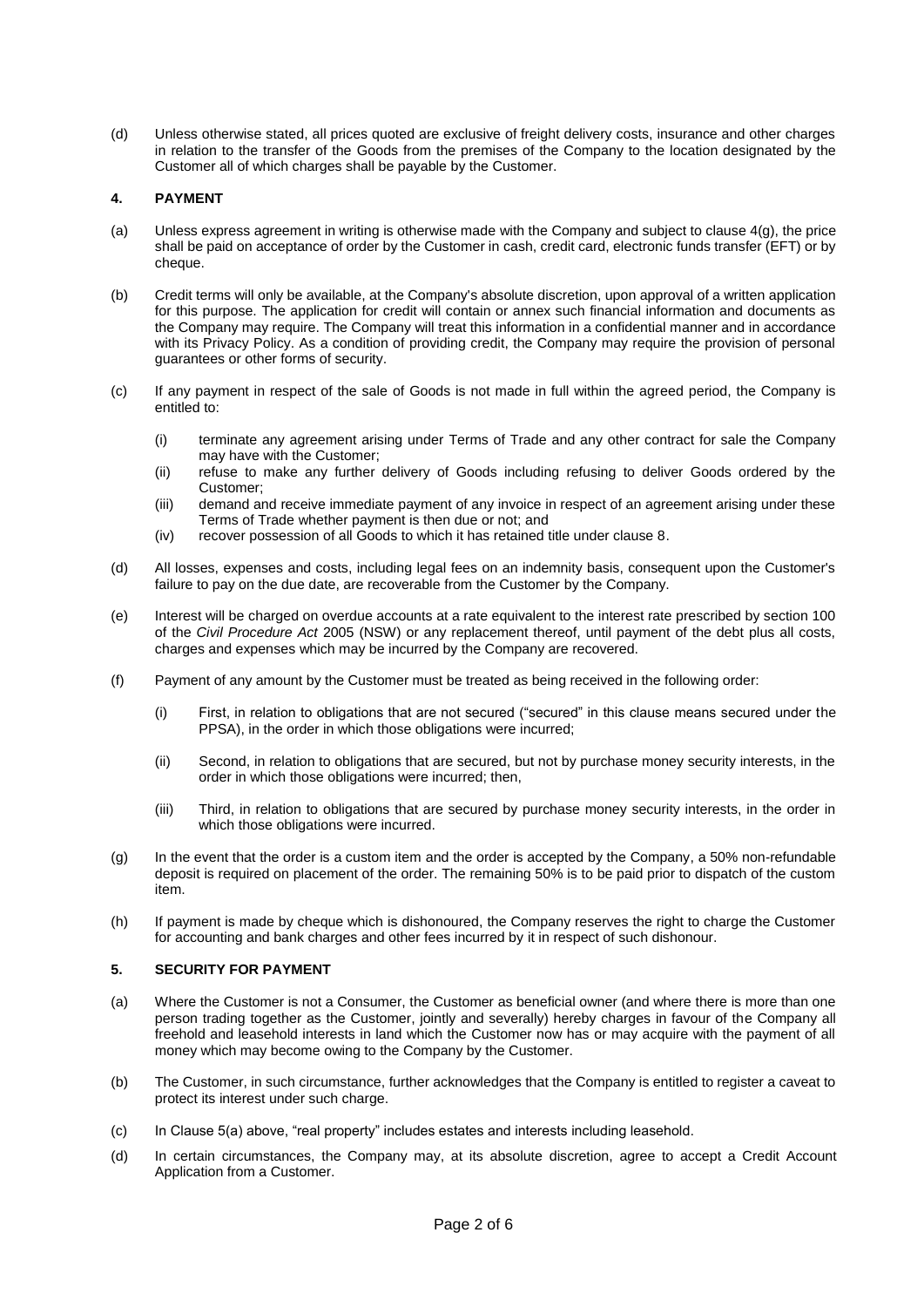(d) Unless otherwise stated, all prices quoted are exclusive of freight delivery costs, insurance and other charges in relation to the transfer of the Goods from the premises of the Company to the location designated by the Customer all of which charges shall be payable by the Customer.

## 4. PAYMENT

(a) Unless express agreement in writing is otherwise made with the Company and subject to clause 4(g), the price shall be paid on acceptance of order by the Customer in cash, credit card, electronic funds transfer (EFT) or by cheque.

(b) Credit terms will only be available, at the Company's absolute discretion, upon approval of a written application for this purpose. The application for credit will contain or annex such financial information and documents as the Company may require. The Company will treat this information in a confidential manner and in accordance with its Privacy Policy. As a condition of providing credit, the Company may require the provision of personal guarantees or other forms of security.

(c) If any payment in respect of the sale of Goods is not made in full within the agreed period, the Company is entitled to:

   (i) terminate any agreement arising under Terms of Trade and any other contract for sale the Company may have with the Customer;
   (ii) refuse to make any further delivery of Goods including refusing to deliver Goods ordered by the Customer;
   (iii) demand and receive immediate payment of any invoice in respect of an agreement arising under these Terms of Trade whether payment is then due or not; and
   (iv) recover possession of all Goods to which it has retained title under clause 8.

(d) All losses, expenses and costs, including legal fees on an indemnity basis, consequent upon the Customer's failure to pay on the due date, are recoverable from the Customer by the Company.

(e) Interest will be charged on overdue accounts at a rate equivalent to the interest rate prescribed by section 100 of the *Civil Procedure Act* 2005 (NSW) or any replacement thereof, until payment of the debt plus all costs, charges and expenses which may be incurred by the Company are recovered.

(f) Payment of any amount by the Customer must be treated as being received in the following order:

   (i) First, in relation to obligations that are not secured ("secured" in this clause means secured under the PPSA), in the order in which those obligations were incurred;

   (ii) Second, in relation to obligations that are secured, but not by purchase money security interests, in the order in which those obligations were incurred; then,

   (iii) Third, in relation to obligations that are secured by purchase money security interests, in the order in which those obligations were incurred.

(g) In the event that the order is a custom item and the order is accepted by the Company, a 50% non-refundable deposit is required on placement of the order. The remaining 50% is to be paid prior to dispatch of the custom item.

(h) If payment is made by cheque which is dishonoured, the Company reserves the right to charge the Customer for accounting and bank charges and other fees incurred by it in respect of such dishonour.

## 5. SECURITY FOR PAYMENT

(a) Where the Customer is not a Consumer, the Customer as beneficial owner (and where there is more than one person trading together as the Customer, jointly and severally) hereby charges in favour of the Company all freehold and leasehold interests in land which the Customer now has or may acquire with the payment of all money which may become owing to the Company by the Customer.

(b) The Customer, in such circumstance, further acknowledges that the Company is entitled to register a caveat to protect its interest under such charge.

(c) In Clause 5(a) above, "real property" includes estates and interests including leasehold.

(d) In certain circumstances, the Company may, at its absolute discretion, agree to accept a Credit Account Application from a Customer.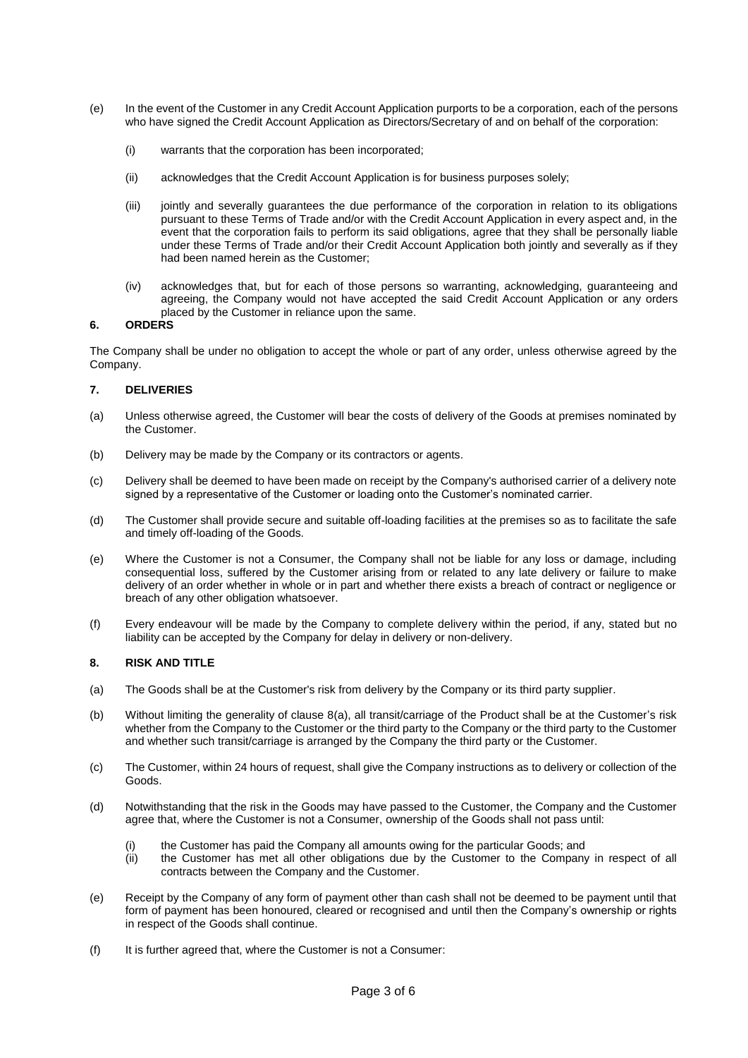(e) In the event of the Customer in any Credit Account Application purports to be a corporation, each of the persons who have signed the Credit Account Application as Directors/Secretary of and on behalf of the corporation:

   (i) warrants that the corporation has been incorporated;

   (ii) acknowledges that the Credit Account Application is for business purposes solely;

   (iii) jointly and severally guarantees the due performance of the corporation in relation to its obligations pursuant to these Terms of Trade and/or with the Credit Account Application in every aspect and, in the event that the corporation fails to perform its said obligations, agree that they shall be personally liable under these Terms of Trade and/or their Credit Account Application both jointly and severally as if they had been named herein as the Customer;

   (iv) acknowledges that, but for each of those persons so warranting, acknowledging, guaranteeing and agreeing, the Company would not have accepted the said Credit Account Application or any orders placed by the Customer in reliance upon the same.

## 6. ORDERS

The Company shall be under no obligation to accept the whole or part of any order, unless otherwise agreed by the Company.

## 7. DELIVERIES

(a) Unless otherwise agreed, the Customer will bear the costs of delivery of the Goods at premises nominated by the Customer.

(b) Delivery may be made by the Company or its contractors or agents.

(c) Delivery shall be deemed to have been made on receipt by the Company's authorised carrier of a delivery note signed by a representative of the Customer or loading onto the Customer's nominated carrier.

(d) The Customer shall provide secure and suitable off-loading facilities at the premises so as to facilitate the safe and timely off-loading of the Goods.

(e) Where the Customer is not a Consumer, the Company shall not be liable for any loss or damage, including consequential loss, suffered by the Customer arising from or related to any late delivery or failure to make delivery of an order whether in whole or in part and whether there exists a breach of contract or negligence or breach of any other obligation whatsoever.

(f) Every endeavour will be made by the Company to complete delivery within the period, if any, stated but no liability can be accepted by the Company for delay in delivery or non-delivery.

## 8. RISK AND TITLE

(a) The Goods shall be at the Customer's risk from delivery by the Company or its third party supplier.

(b) Without limiting the generality of clause 8(a), all transit/carriage of the Product shall be at the Customer's risk whether from the Company to the Customer or the third party to the Company or the third party to the Customer and whether such transit/carriage is arranged by the Company the third party or the Customer.

(c) The Customer, within 24 hours of request, shall give the Company instructions as to delivery or collection of the Goods.

(d) Notwithstanding that the risk in the Goods may have passed to the Customer, the Company and the Customer agree that, where the Customer is not a Consumer, ownership of the Goods shall not pass until:

   (i) the Customer has paid the Company all amounts owing for the particular Goods; and
   (ii) the Customer has met all other obligations due by the Customer to the Company in respect of all contracts between the Company and the Customer.

(e) Receipt by the Company of any form of payment other than cash shall not be deemed to be payment until that form of payment has been honoured, cleared or recognised and until then the Company's ownership or rights in respect of the Goods shall continue.

(f) It is further agreed that, where the Customer is not a Consumer: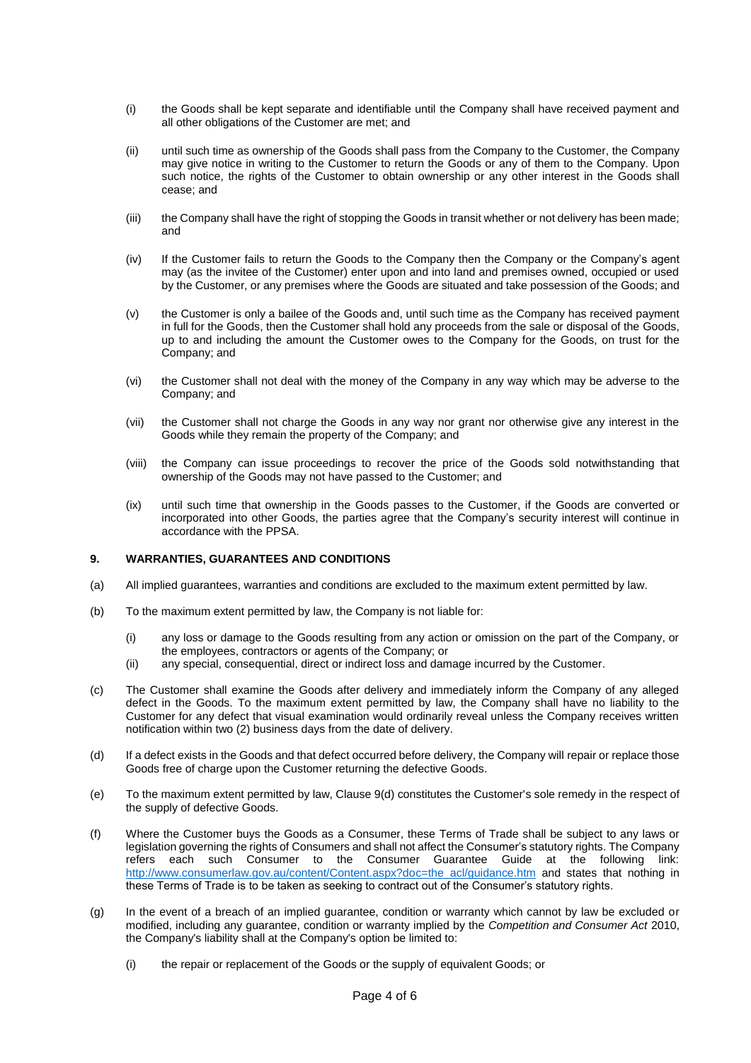(i) the Goods shall be kept separate and identifiable until the Company shall have received payment and all other obligations of the Customer are met; and

(ii) until such time as ownership of the Goods shall pass from the Company to the Customer, the Company may give notice in writing to the Customer to return the Goods or any of them to the Company. Upon such notice, the rights of the Customer to obtain ownership or any other interest in the Goods shall cease; and

(iii) the Company shall have the right of stopping the Goods in transit whether or not delivery has been made; and

(iv) If the Customer fails to return the Goods to the Company then the Company or the Company's agent may (as the invitee of the Customer) enter upon and into land and premises owned, occupied or used by the Customer, or any premises where the Goods are situated and take possession of the Goods; and

(v) the Customer is only a bailee of the Goods and, until such time as the Company has received payment in full for the Goods, then the Customer shall hold any proceeds from the sale or disposal of the Goods, up to and including the amount the Customer owes to the Company for the Goods, on trust for the Company; and

(vi) the Customer shall not deal with the money of the Company in any way which may be adverse to the Company; and

(vii) the Customer shall not charge the Goods in any way nor grant nor otherwise give any interest in the Goods while they remain the property of the Company; and

(viii) the Company can issue proceedings to recover the price of the Goods sold notwithstanding that ownership of the Goods may not have passed to the Customer; and

(ix) until such time that ownership in the Goods passes to the Customer, if the Goods are converted or incorporated into other Goods, the parties agree that the Company's security interest will continue in accordance with the PPSA.

## 9. WARRANTIES, GUARANTEES AND CONDITIONS

(a) All implied guarantees, warranties and conditions are excluded to the maximum extent permitted by law.

(b) To the maximum extent permitted by law, the Company is not liable for:

(i) any loss or damage to the Goods resulting from any action or omission on the part of the Company, or the employees, contractors or agents of the Company; or

(ii) any special, consequential, direct or indirect loss and damage incurred by the Customer.

(c) The Customer shall examine the Goods after delivery and immediately inform the Company of any alleged defect in the Goods. To the maximum extent permitted by law, the Company shall have no liability to the Customer for any defect that visual examination would ordinarily reveal unless the Company receives written notification within two (2) business days from the date of delivery.

(d) If a defect exists in the Goods and that defect occurred before delivery, the Company will repair or replace those Goods free of charge upon the Customer returning the defective Goods.

(e) To the maximum extent permitted by law, Clause 9(d) constitutes the Customer's sole remedy in the respect of the supply of defective Goods.

(f) Where the Customer buys the Goods as a Consumer, these Terms of Trade shall be subject to any laws or legislation governing the rights of Consumers and shall not affect the Consumer's statutory rights. The Company refers each such Consumer to the Consumer Guarantee Guide at the following link: http://www.consumerlaw.gov.au/content/Content.aspx?doc=the_acl/guidance.htm and states that nothing in these Terms of Trade is to be taken as seeking to contract out of the Consumer's statutory rights.

(g) In the event of a breach of an implied guarantee, condition or warranty which cannot by law be excluded or modified, including any guarantee, condition or warranty implied by the *Competition and Consumer Act* 2010, the Company's liability shall at the Company's option be limited to:

(i) the repair or replacement of the Goods or the supply of equivalent Goods; or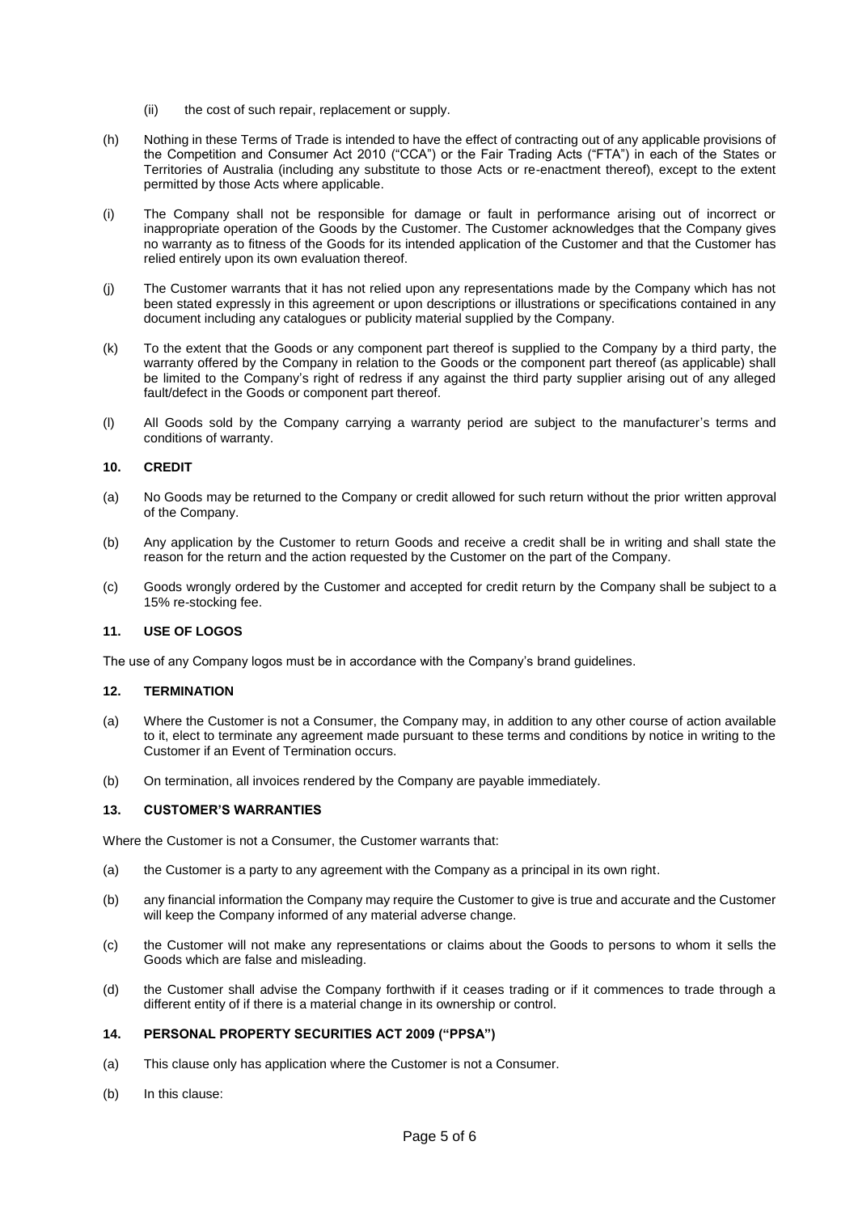(ii) the cost of such repair, replacement or supply.

(h) Nothing in these Terms of Trade is intended to have the effect of contracting out of any applicable provisions of the Competition and Consumer Act 2010 ("CCA") or the Fair Trading Acts ("FTA") in each of the States or Territories of Australia (including any substitute to those Acts or re-enactment thereof), except to the extent permitted by those Acts where applicable.

(i) The Company shall not be responsible for damage or fault in performance arising out of incorrect or inappropriate operation of the Goods by the Customer. The Customer acknowledges that the Company gives no warranty as to fitness of the Goods for its intended application of the Customer and that the Customer has relied entirely upon its own evaluation thereof.

(j) The Customer warrants that it has not relied upon any representations made by the Company which has not been stated expressly in this agreement or upon descriptions or illustrations or specifications contained in any document including any catalogues or publicity material supplied by the Company.

(k) To the extent that the Goods or any component part thereof is supplied to the Company by a third party, the warranty offered by the Company in relation to the Goods or the component part thereof (as applicable) shall be limited to the Company's right of redress if any against the third party supplier arising out of any alleged fault/defect in the Goods or component part thereof.

(l) All Goods sold by the Company carrying a warranty period are subject to the manufacturer's terms and conditions of warranty.

### 10. CREDIT

(a) No Goods may be returned to the Company or credit allowed for such return without the prior written approval of the Company.

(b) Any application by the Customer to return Goods and receive a credit shall be in writing and shall state the reason for the return and the action requested by the Customer on the part of the Company.

(c) Goods wrongly ordered by the Customer and accepted for credit return by the Company shall be subject to a 15% re-stocking fee.

### 11. USE OF LOGOS

The use of any Company logos must be in accordance with the Company's brand guidelines.

### 12. TERMINATION

(a) Where the Customer is not a Consumer, the Company may, in addition to any other course of action available to it, elect to terminate any agreement made pursuant to these terms and conditions by notice in writing to the Customer if an Event of Termination occurs.

(b) On termination, all invoices rendered by the Company are payable immediately.

### 13. CUSTOMER'S WARRANTIES

Where the Customer is not a Consumer, the Customer warrants that:

(a) the Customer is a party to any agreement with the Company as a principal in its own right.

(b) any financial information the Company may require the Customer to give is true and accurate and the Customer will keep the Company informed of any material adverse change.

(c) the Customer will not make any representations or claims about the Goods to persons to whom it sells the Goods which are false and misleading.

(d) the Customer shall advise the Company forthwith if it ceases trading or if it commences to trade through a different entity of if there is a material change in its ownership or control.

### 14. PERSONAL PROPERTY SECURITIES ACT 2009 ("PPSA")

(a) This clause only has application where the Customer is not a Consumer.

(b) In this clause: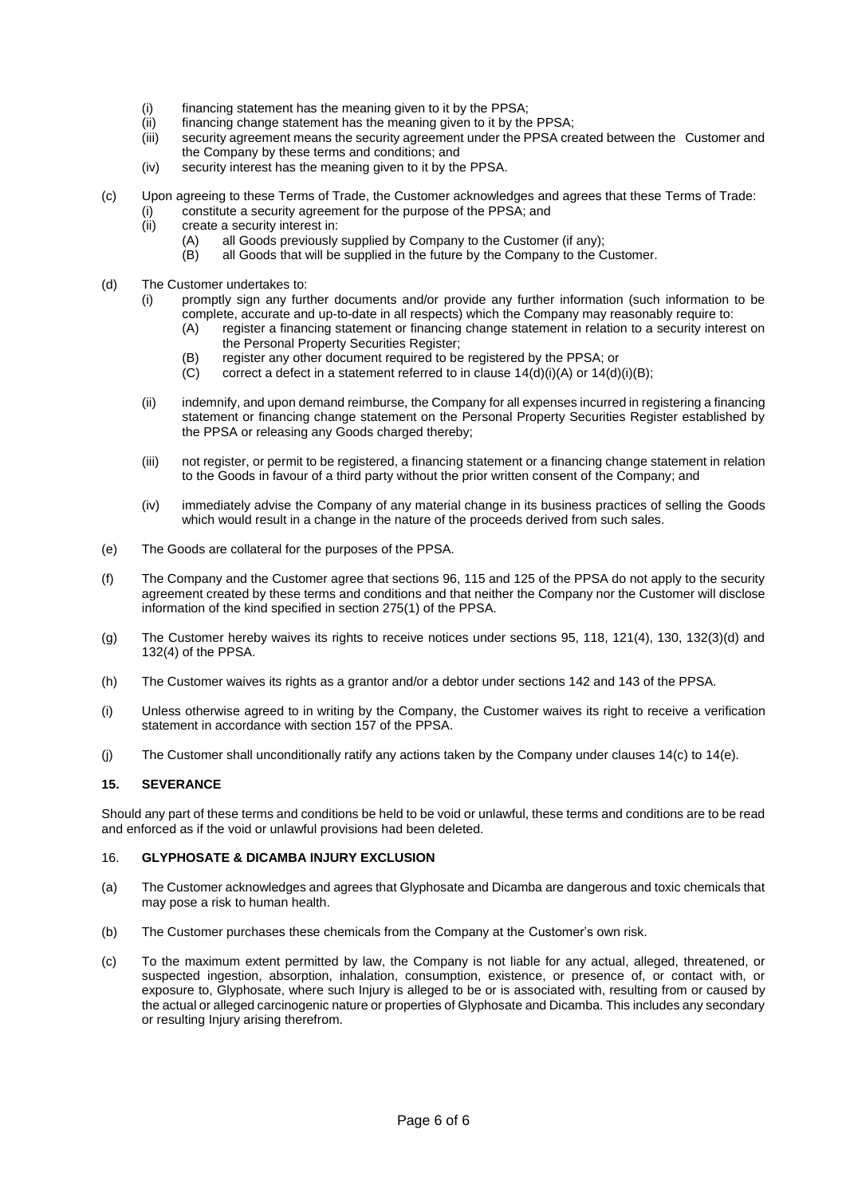- (i) financing statement has the meaning given to it by the PPSA;
- (ii) financing change statement has the meaning given to it by the PPSA;
- (iii) security agreement means the security agreement under the PPSA created between the Customer and the Company by these terms and conditions; and
- (iv) security interest has the meaning given to it by the PPSA.

(c) Upon agreeing to these Terms of Trade, the Customer acknowledges and agrees that these Terms of Trade:

- (i) constitute a security agreement for the purpose of the PPSA; and
- (ii) create a security interest in:
  - (A) all Goods previously supplied by Company to the Customer (if any);
  - (B) all Goods that will be supplied in the future by the Company to the Customer.

(d) The Customer undertakes to:

- (i) promptly sign any further documents and/or provide any further information (such information to be complete, accurate and up-to-date in all respects) which the Company may reasonably require to:
  - (A) register a financing statement or financing change statement in relation to a security interest on the Personal Property Securities Register;
  - (B) register any other document required to be registered by the PPSA; or
  - (C) correct a defect in a statement referred to in clause 14(d)(i)(A) or 14(d)(i)(B);
- (ii) indemnify, and upon demand reimburse, the Company for all expenses incurred in registering a financing statement or financing change statement on the Personal Property Securities Register established by the PPSA or releasing any Goods charged thereby;
- (iii) not register, or permit to be registered, a financing statement or a financing change statement in relation to the Goods in favour of a third party without the prior written consent of the Company; and
- (iv) immediately advise the Company of any material change in its business practices of selling the Goods which would result in a change in the nature of the proceeds derived from such sales.

(e) The Goods are collateral for the purposes of the PPSA.

(f) The Company and the Customer agree that sections 96, 115 and 125 of the PPSA do not apply to the security agreement created by these terms and conditions and that neither the Company nor the Customer will disclose information of the kind specified in section 275(1) of the PPSA.

(g) The Customer hereby waives its rights to receive notices under sections 95, 118, 121(4), 130, 132(3)(d) and 132(4) of the PPSA.

(h) The Customer waives its rights as a grantor and/or a debtor under sections 142 and 143 of the PPSA.

(i) Unless otherwise agreed to in writing by the Company, the Customer waives its right to receive a verification statement in accordance with section 157 of the PPSA.

(j) The Customer shall unconditionally ratify any actions taken by the Company under clauses 14(c) to 14(e).

## 15. SEVERANCE

Should any part of these terms and conditions be held to be void or unlawful, these terms and conditions are to be read and enforced as if the void or unlawful provisions had been deleted.

## 16. GLYPHOSATE & DICAMBA INJURY EXCLUSION

(a) The Customer acknowledges and agrees that Glyphosate and Dicamba are dangerous and toxic chemicals that may pose a risk to human health.

(b) The Customer purchases these chemicals from the Company at the Customer's own risk.

(c) To the maximum extent permitted by law, the Company is not liable for any actual, alleged, threatened, or suspected ingestion, absorption, inhalation, consumption, existence, or presence of, or contact with, or exposure to, Glyphosate, where such Injury is alleged to be or is associated with, resulting from or caused by the actual or alleged carcinogenic nature or properties of Glyphosate and Dicamba. This includes any secondary or resulting Injury arising therefrom.